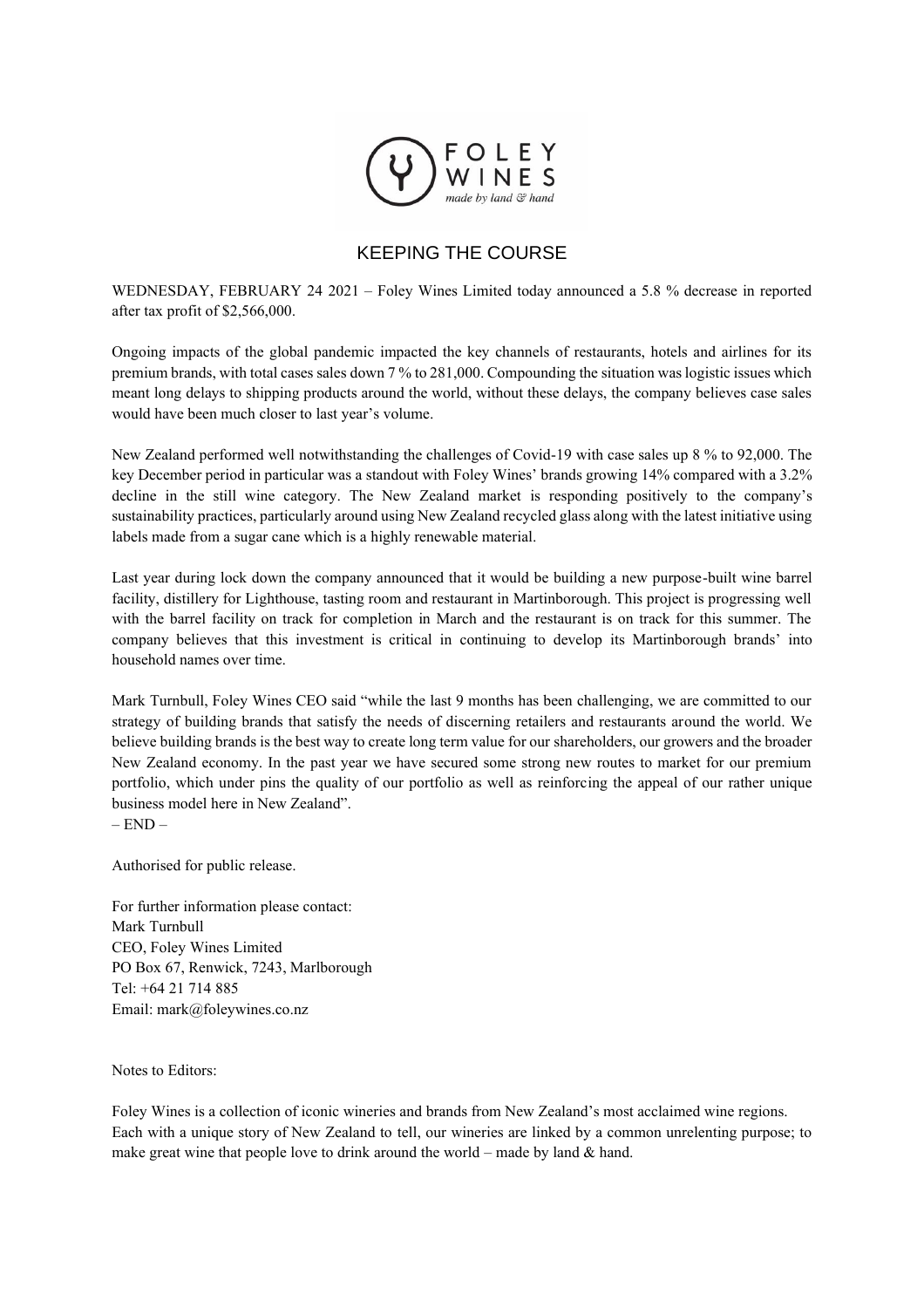FOLEY WINES
*made by land & hand*

# KEEPING THE COURSE

WEDNESDAY, FEBRUARY 24 2021 – Foley Wines Limited today announced a 5.8 % decrease in reported after tax profit of $2,566,000.

Ongoing impacts of the global pandemic impacted the key channels of restaurants, hotels and airlines for its premium brands, with total cases sales down 7 % to 281,000. Compounding the situation was logistic issues which meant long delays to shipping products around the world, without these delays, the company believes case sales would have been much closer to last year's volume.

New Zealand performed well notwithstanding the challenges of Covid-19 with case sales up 8 % to 92,000. The key December period in particular was a standout with Foley Wines' brands growing 14% compared with a 3.2% decline in the still wine category. The New Zealand market is responding positively to the company's sustainability practices, particularly around using New Zealand recycled glass along with the latest initiative using labels made from a sugar cane which is a highly renewable material.

Last year during lock down the company announced that it would be building a new purpose-built wine barrel facility, distillery for Lighthouse, tasting room and restaurant in Martinborough. This project is progressing well with the barrel facility on track for completion in March and the restaurant is on track for this summer. The company believes that this investment is critical in continuing to develop its Martinborough brands' into household names over time.

Mark Turnbull, Foley Wines CEO said "while the last 9 months has been challenging, we are committed to our strategy of building brands that satisfy the needs of discerning retailers and restaurants around the world. We believe building brands is the best way to create long term value for our shareholders, our growers and the broader New Zealand economy. In the past year we have secured some strong new routes to market for our premium portfolio, which under pins the quality of our portfolio as well as reinforcing the appeal of our rather unique business model here in New Zealand".

– END –

Authorised for public release.

For further information please contact:
Mark Turnbull
CEO, Foley Wines Limited
PO Box 67, Renwick, 7243, Marlborough
Tel: +64 21 714 885
Email: mark@foleywines.co.nz

Notes to Editors:

Foley Wines is a collection of iconic wineries and brands from New Zealand's most acclaimed wine regions. Each with a unique story of New Zealand to tell, our wineries are linked by a common unrelenting purpose; to make great wine that people love to drink around the world – made by land & hand.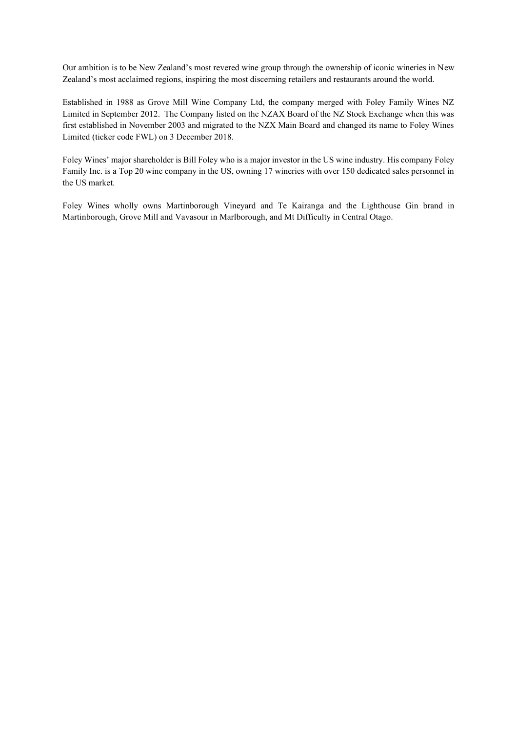Our ambition is to be New Zealand's most revered wine group through the ownership of iconic wineries in New Zealand's most acclaimed regions, inspiring the most discerning retailers and restaurants around the world.

Established in 1988 as Grove Mill Wine Company Ltd, the company merged with Foley Family Wines NZ Limited in September 2012. The Company listed on the NZAX Board of the NZ Stock Exchange when this was first established in November 2003 and migrated to the NZX Main Board and changed its name to Foley Wines Limited (ticker code FWL) on 3 December 2018.

Foley Wines' major shareholder is Bill Foley who is a major investor in the US wine industry. His company Foley Family Inc. is a Top 20 wine company in the US, owning 17 wineries with over 150 dedicated sales personnel in the US market.

Foley Wines wholly owns Martinborough Vineyard and Te Kairanga and the Lighthouse Gin brand in Martinborough, Grove Mill and Vavasour in Marlborough, and Mt Difficulty in Central Otago.